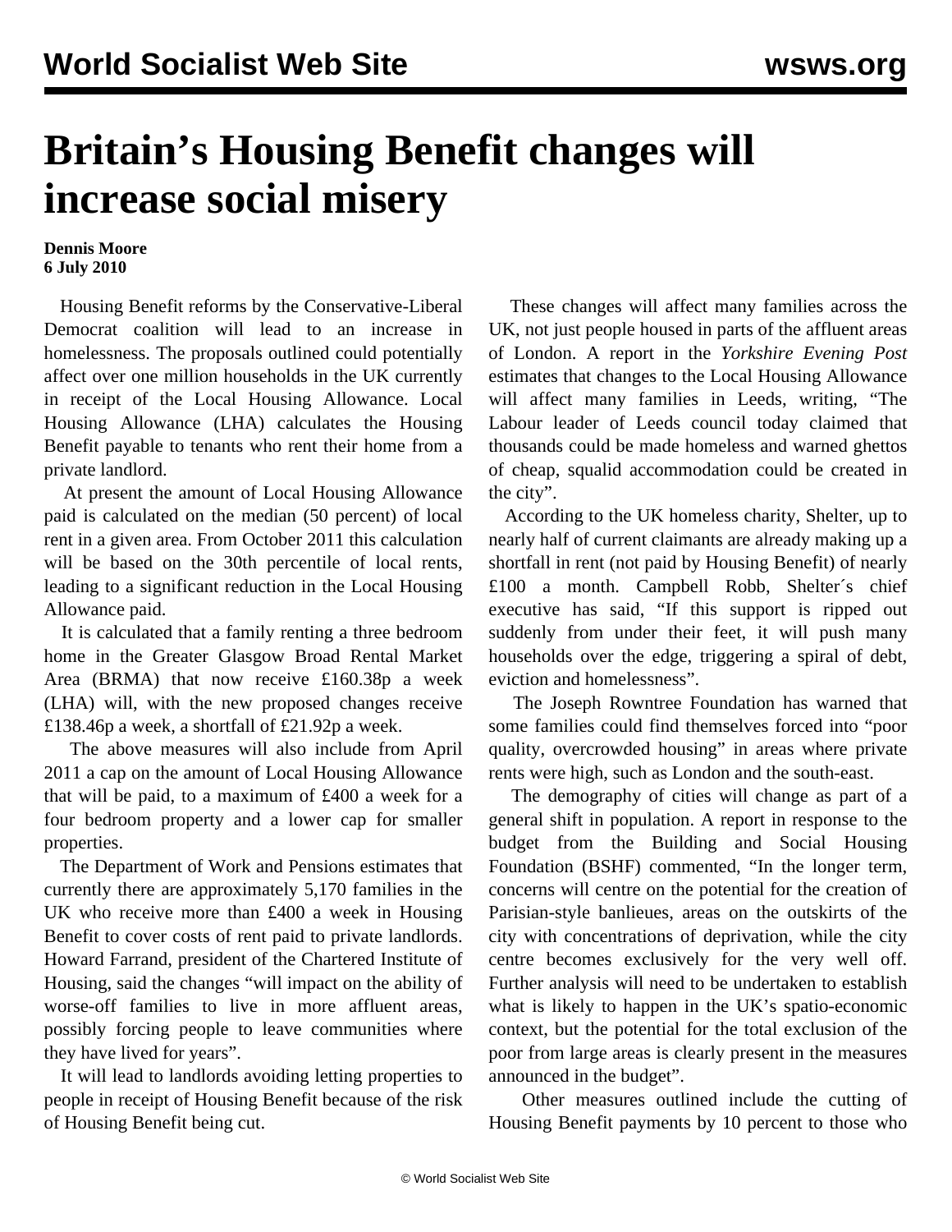# Britain's Housing Benefit changes will increase social misery

**Dennis Moore**
**6 July 2010**

Housing Benefit reforms by the Conservative-Liberal Democrat coalition will lead to an increase in homelessness. The proposals outlined could potentially affect over one million households in the UK currently in receipt of the Local Housing Allowance. Local Housing Allowance (LHA) calculates the Housing Benefit payable to tenants who rent their home from a private landlord.

At present the amount of Local Housing Allowance paid is calculated on the median (50 percent) of local rent in a given area. From October 2011 this calculation will be based on the 30th percentile of local rents, leading to a significant reduction in the Local Housing Allowance paid.

It is calculated that a family renting a three bedroom home in the Greater Glasgow Broad Rental Market Area (BRMA) that now receive £160.38p a week (LHA) will, with the new proposed changes receive £138.46p a week, a shortfall of £21.92p a week.

The above measures will also include from April 2011 a cap on the amount of Local Housing Allowance that will be paid, to a maximum of £400 a week for a four bedroom property and a lower cap for smaller properties.

The Department of Work and Pensions estimates that currently there are approximately 5,170 families in the UK who receive more than £400 a week in Housing Benefit to cover costs of rent paid to private landlords. Howard Farrand, president of the Chartered Institute of Housing, said the changes "will impact on the ability of worse-off families to live in more affluent areas, possibly forcing people to leave communities where they have lived for years".

It will lead to landlords avoiding letting properties to people in receipt of Housing Benefit because of the risk of Housing Benefit being cut.

These changes will affect many families across the UK, not just people housed in parts of the affluent areas of London. A report in the *Yorkshire Evening Post* estimates that changes to the Local Housing Allowance will affect many families in Leeds, writing, "The Labour leader of Leeds council today claimed that thousands could be made homeless and warned ghettos of cheap, squalid accommodation could be created in the city".

According to the UK homeless charity, Shelter, up to nearly half of current claimants are already making up a shortfall in rent (not paid by Housing Benefit) of nearly £100 a month. Campbell Robb, Shelter´s chief executive has said, "If this support is ripped out suddenly from under their feet, it will push many households over the edge, triggering a spiral of debt, eviction and homelessness".

The Joseph Rowntree Foundation has warned that some families could find themselves forced into "poor quality, overcrowded housing" in areas where private rents were high, such as London and the south-east.

The demography of cities will change as part of a general shift in population. A report in response to the budget from the Building and Social Housing Foundation (BSHF) commented, "In the longer term, concerns will centre on the potential for the creation of Parisian-style banlieues, areas on the outskirts of the city with concentrations of deprivation, while the city centre becomes exclusively for the very well off. Further analysis will need to be undertaken to establish what is likely to happen in the UK's spatio-economic context, but the potential for the total exclusion of the poor from large areas is clearly present in the measures announced in the budget".

Other measures outlined include the cutting of Housing Benefit payments by 10 percent to those who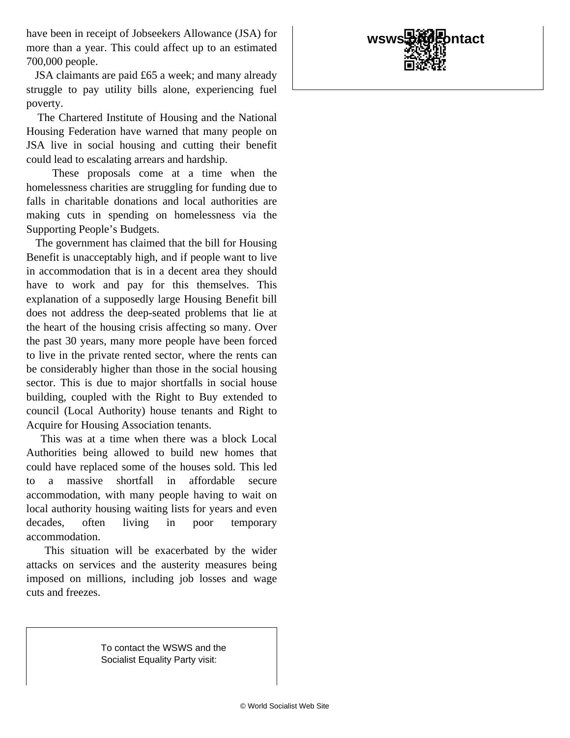have been in receipt of Jobseekers Allowance (JSA) for more than a year. This could affect up to an estimated 700,000 people.

JSA claimants are paid £65 a week; and many already struggle to pay utility bills alone, experiencing fuel poverty.

The Chartered Institute of Housing and the National Housing Federation have warned that many people on JSA live in social housing and cutting their benefit could lead to escalating arrears and hardship.

These proposals come at a time when the homelessness charities are struggling for funding due to falls in charitable donations and local authorities are making cuts in spending on homelessness via the Supporting People's Budgets.

The government has claimed that the bill for Housing Benefit is unacceptably high, and if people want to live in accommodation that is in a decent area they should have to work and pay for this themselves. This explanation of a supposedly large Housing Benefit bill does not address the deep-seated problems that lie at the heart of the housing crisis affecting so many. Over the past 30 years, many more people have been forced to live in the private rented sector, where the rents can be considerably higher than those in the social housing sector. This is due to major shortfalls in social house building, coupled with the Right to Buy extended to council (Local Authority) house tenants and Right to Acquire for Housing Association tenants.

This was at a time when there was a block Local Authorities being allowed to build new homes that could have replaced some of the houses sold. This led to a massive shortfall in affordable secure accommodation, with many people having to wait on local authority housing waiting lists for years and even decades, often living in poor temporary accommodation.

This situation will be exacerbated by the wider attacks on services and the austerity measures being imposed on millions, including job losses and wage cuts and freezes.

To contact the WSWS and the Socialist Equality Party visit:

**wsws.org/contact**